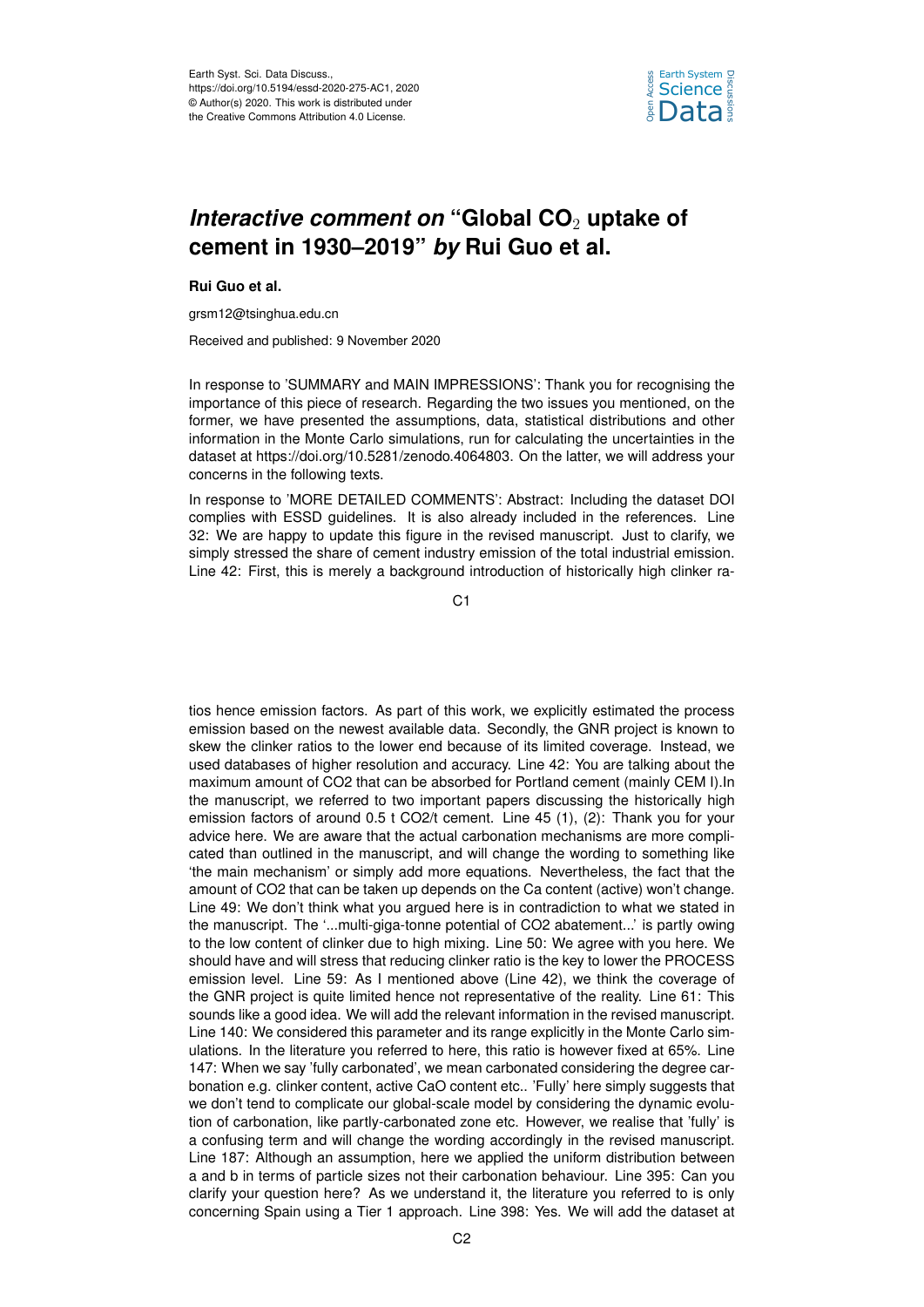Earth Syst. Sci. Data Discuss.,
https://doi.org/10.5194/essd-2020-275-AC1, 2020
© Author(s) 2020. This work is distributed under
the Creative Commons Attribution 4.0 License.

# *Interactive comment on* "Global $CO_2$ uptake of cement in 1930–2019" *by* Rui Guo et al.

**Rui Guo et al.**

grsm12@tsinghua.edu.cn

Received and published: 9 November 2020

In response to 'SUMMARY and MAIN IMPRESSIONS': Thank you for recognising the importance of this piece of research. Regarding the two issues you mentioned, on the former, we have presented the assumptions, data, statistical distributions and other information in the Monte Carlo simulations, run for calculating the uncertainties in the dataset at https://doi.org/10.5281/zenodo.4064803. On the latter, we will address your concerns in the following texts.

In response to 'MORE DETAILED COMMENTS': Abstract: Including the dataset DOI complies with ESSD guidelines. It is also already included in the references. Line 32: We are happy to update this figure in the revised manuscript. Just to clarify, we simply stressed the share of cement industry emission of the total industrial emission. Line 42: First, this is merely a background introduction of historically high clinker ratios hence emission factors. As part of this work, we explicitly estimated the process emission based on the newest available data. Secondly, the GNR project is known to skew the clinker ratios to the lower end because of its limited coverage. Instead, we used databases of higher resolution and accuracy. Line 42: You are talking about the maximum amount of CO2 that can be absorbed for Portland cement (mainly CEM I).In the manuscript, we referred to two important papers discussing the historically high emission factors of around 0.5 t CO2/t cement. Line 45 (1), (2): Thank you for your advice here. We are aware that the actual carbonation mechanisms are more complicated than outlined in the manuscript, and will change the wording to something like 'the main mechanism' or simply add more equations. Nevertheless, the fact that the amount of CO2 that can be taken up depends on the Ca content (active) won't change. Line 49: We don't think what you argued here is in contradiction to what we stated in the manuscript. The '...multi-giga-tonne potential of CO2 abatement...' is partly owing to the low content of clinker due to high mixing. Line 50: We agree with you here. We should have and will stress that reducing clinker ratio is the key to lower the PROCESS emission level. Line 59: As I mentioned above (Line 42), we think the coverage of the GNR project is quite limited hence not representative of the reality. Line 61: This sounds like a good idea. We will add the relevant information in the revised manuscript. Line 140: We considered this parameter and its range explicitly in the Monte Carlo simulations. In the literature you referred to here, this ratio is however fixed at 65%. Line 147: When we say 'fully carbonated', we mean carbonated considering the degree carbonation e.g. clinker content, active CaO content etc.. 'Fully' here simply suggests that we don't tend to complicate our global-scale model by considering the dynamic evolution of carbonation, like partly-carbonated zone etc. However, we realise that 'fully' is a confusing term and will change the wording accordingly in the revised manuscript. Line 187: Although an assumption, here we applied the uniform distribution between a and b in terms of particle sizes not their carbonation behaviour. Line 395: Can you clarify your question here? As we understand it, the literature you referred to is only concerning Spain using a Tier 1 approach. Line 398: Yes. We will add the dataset at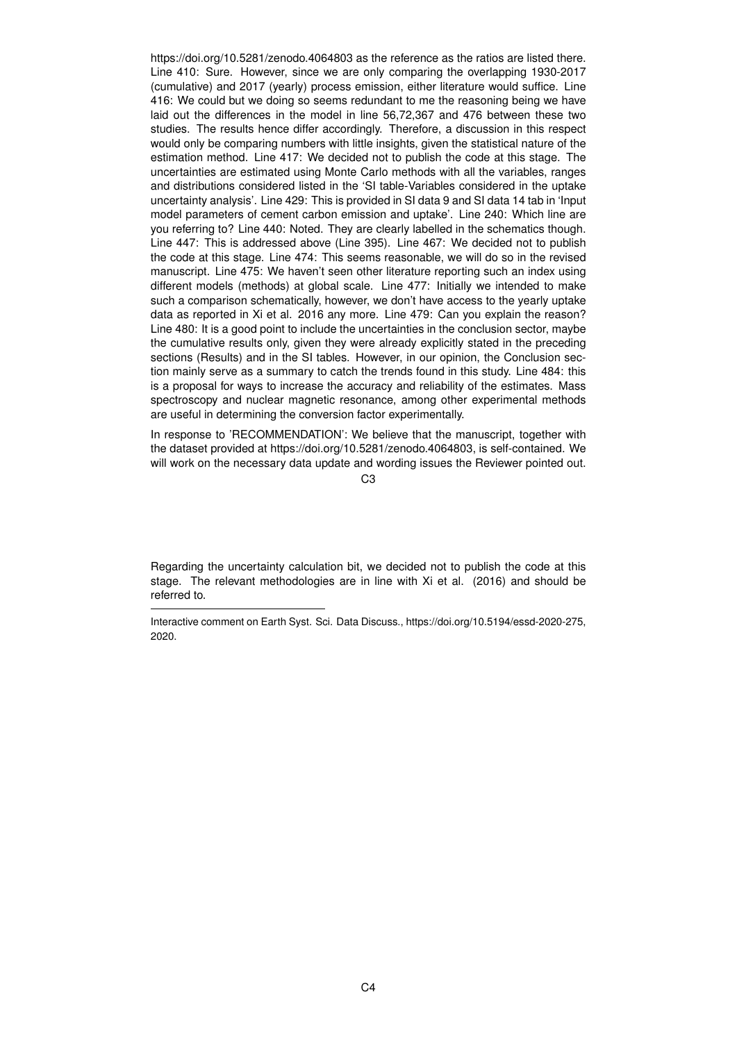https://doi.org/10.5281/zenodo.4064803 as the reference as the ratios are listed there. Line 410: Sure. However, since we are only comparing the overlapping 1930-2017 (cumulative) and 2017 (yearly) process emission, either literature would suffice. Line 416: We could but we doing so seems redundant to me the reasoning being we have laid out the differences in the model in line 56,72,367 and 476 between these two studies. The results hence differ accordingly. Therefore, a discussion in this respect would only be comparing numbers with little insights, given the statistical nature of the estimation method. Line 417: We decided not to publish the code at this stage. The uncertainties are estimated using Monte Carlo methods with all the variables, ranges and distributions considered listed in the 'SI table-Variables considered in the uptake uncertainty analysis'. Line 429: This is provided in SI data 9 and SI data 14 tab in 'Input model parameters of cement carbon emission and uptake'. Line 240: Which line are you referring to? Line 440: Noted. They are clearly labelled in the schematics though. Line 447: This is addressed above (Line 395). Line 467: We decided not to publish the code at this stage. Line 474: This seems reasonable, we will do so in the revised manuscript. Line 475: We haven't seen other literature reporting such an index using different models (methods) at global scale. Line 477: Initially we intended to make such a comparison schematically, however, we don't have access to the yearly uptake data as reported in Xi et al. 2016 any more. Line 479: Can you explain the reason? Line 480: It is a good point to include the uncertainties in the conclusion sector, maybe the cumulative results only, given they were already explicitly stated in the preceding sections (Results) and in the SI tables. However, in our opinion, the Conclusion section mainly serve as a summary to catch the trends found in this study. Line 484: this is a proposal for ways to increase the accuracy and reliability of the estimates. Mass spectroscopy and nuclear magnetic resonance, among other experimental methods are useful in determining the conversion factor experimentally.

In response to 'RECOMMENDATION': We believe that the manuscript, together with the dataset provided at https://doi.org/10.5281/zenodo.4064803, is self-contained. We will work on the necessary data update and wording issues the Reviewer pointed out.

Regarding the uncertainty calculation bit, we decided not to publish the code at this stage. The relevant methodologies are in line with Xi et al. (2016) and should be referred to.

---

Interactive comment on Earth Syst. Sci. Data Discuss., https://doi.org/10.5194/essd-2020-275, 2020.